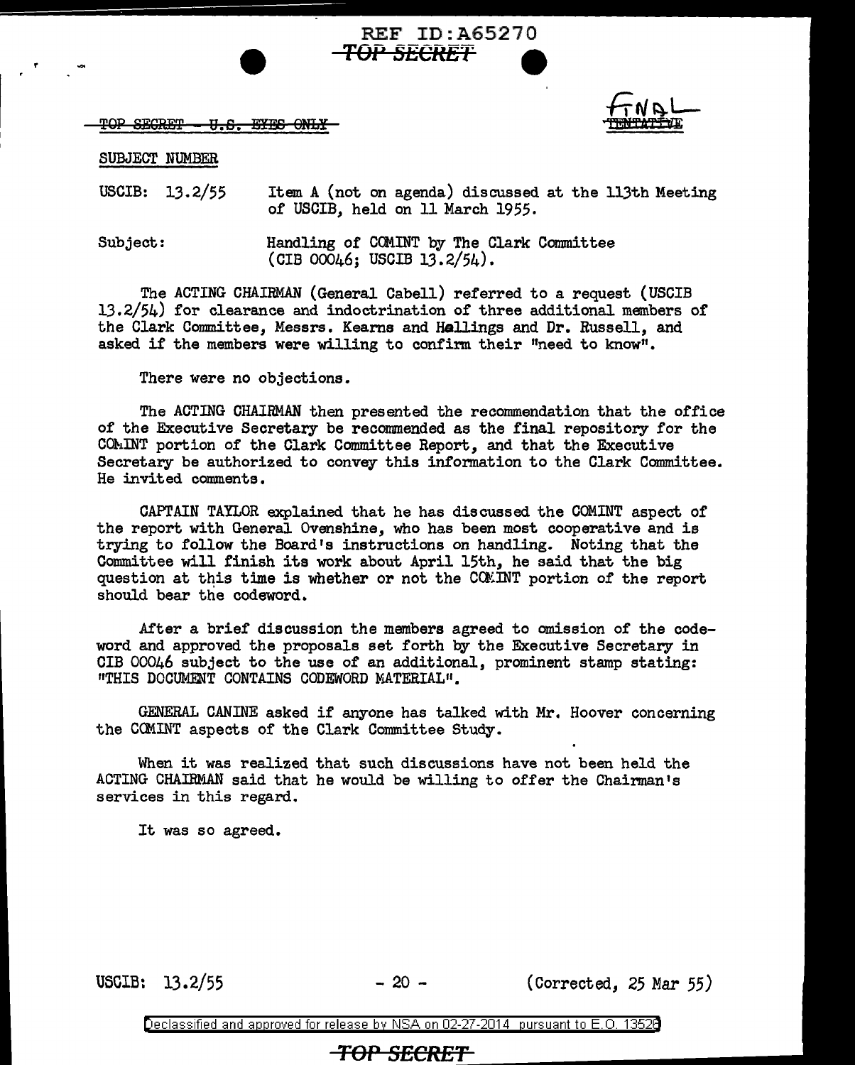REF ID:A65270

~~TOP SECRET~~

~~TOP SECRET - U.S. EYES ONLY~~

FINAL ~~TENTATIVE~~

SUBJECT NUMBER

USCIB: 13.2/55 Item A (not on agenda) discussed at the 113th Meeting of USCIB, held on 11 March 1955.

Subject: Handling of COMINT by The Clark Committee (CIB 00046; USCIB 13.2/54).

The ACTING CHAIRMAN (General Cabell) referred to a request (USCIB 13.2/54) for clearance and indoctrination of three additional members of the Clark Committee, Messrs. Kearns and Hollings and Dr. Russell, and asked if the members were willing to confirm their "need to know".

There were no objections.

The ACTING CHAIRMAN then presented the recommendation that the office of the Executive Secretary be recommended as the final repository for the COMINT portion of the Clark Committee Report, and that the Executive Secretary be authorized to convey this information to the Clark Committee. He invited comments.

CAPTAIN TAYLOR explained that he has discussed the COMINT aspect of the report with General Ovenshine, who has been most cooperative and is trying to follow the Board's instructions on handling. Noting that the Committee will finish its work about April 15th, he said that the big question at this time is whether or not the COMINT portion of the report should bear the codeword.

After a brief discussion the members agreed to omission of the codeword and approved the proposals set forth by the Executive Secretary in CIB 00046 subject to the use of an additional, prominent stamp stating: "THIS DOCUMENT CONTAINS CODEWORD MATERIAL".

GENERAL CANINE asked if anyone has talked with Mr. Hoover concerning the COMINT aspects of the Clark Committee Study.

When it was realized that such discussions have not been held the ACTING CHAIRMAN said that he would be willing to offer the Chairman's services in this regard.

It was so agreed.

USCIB: 13.2/55 - 20 - (Corrected, 25 Mar 55)

Declassified and approved for release by NSA on 02-27-2014 pursuant to E.O. 13526

~~TOP SECRET~~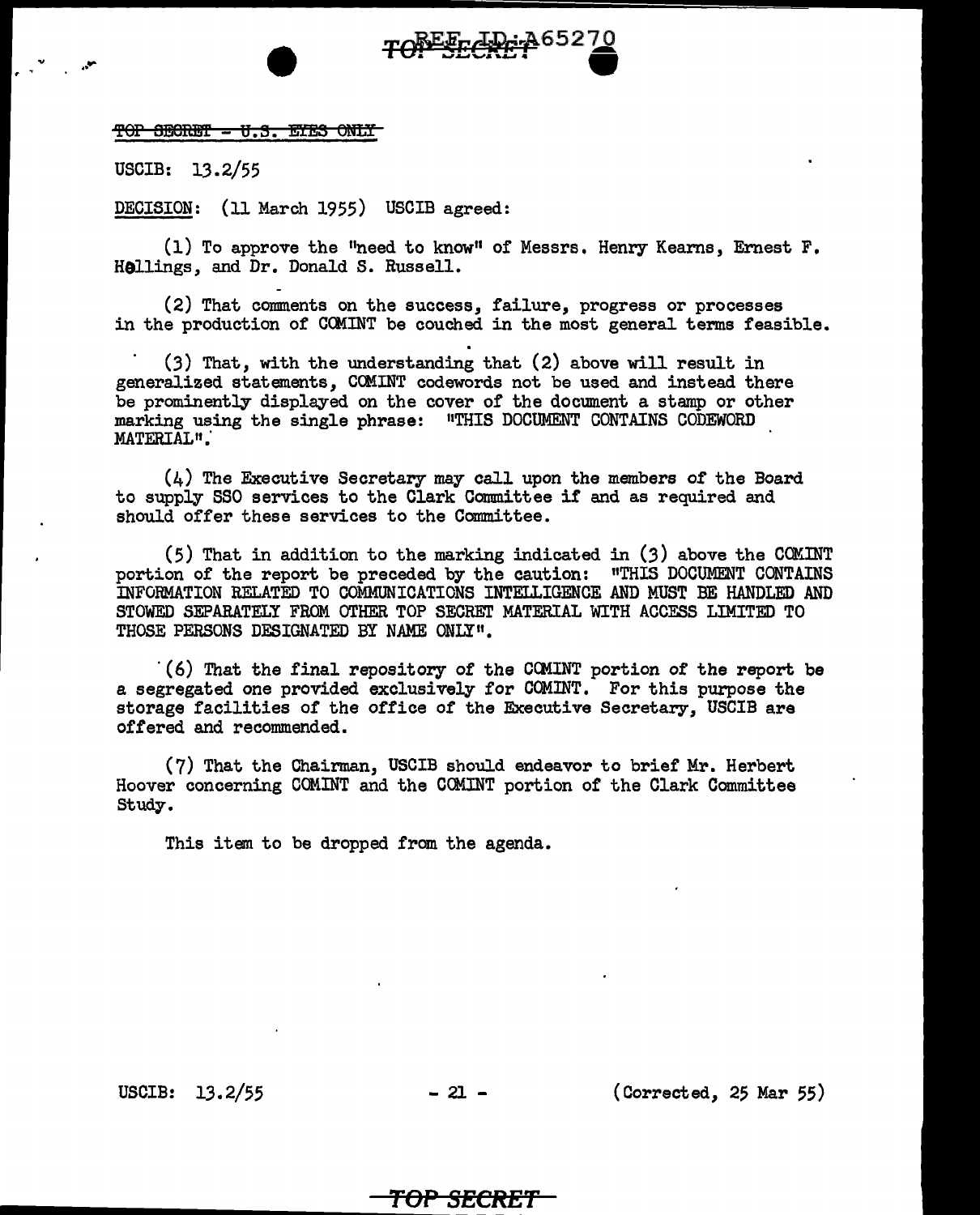~~TOP SECRET - U.S. EYES ONLY~~

USCIB: 13.2/55

DECISION: (11 March 1955) USCIB agreed:

(1) To approve the "need to know" of Messrs. Henry Kearns, Ernest F. Hollings, and Dr. Donald S. Russell.

(2) That comments on the success, failure, progress or processes in the production of COMINT be couched in the most general terms feasible.

(3) That, with the understanding that (2) above will result in generalized statements, COMINT codewords not be used and instead there be prominently displayed on the cover of the document a stamp or other marking using the single phrase: "THIS DOCUMENT CONTAINS CODEWORD MATERIAL".

(4) The Executive Secretary may call upon the members of the Board to supply SSO services to the Clark Committee if and as required and should offer these services to the Committee.

(5) That in addition to the marking indicated in (3) above the COMINT portion of the report be preceded by the caution: "THIS DOCUMENT CONTAINS INFORMATION RELATED TO COMMUNICATIONS INTELLIGENCE AND MUST BE HANDLED AND STOWED SEPARATELY FROM OTHER TOP SECRET MATERIAL WITH ACCESS LIMITED TO THOSE PERSONS DESIGNATED BY NAME ONLY".

(6) That the final repository of the COMINT portion of the report be a segregated one provided exclusively for COMINT. For this purpose the storage facilities of the office of the Executive Secretary, USCIB are offered and recommended.

(7) That the Chairman, USCIB should endeavor to brief Mr. Herbert Hoover concerning COMINT and the COMINT portion of the Clark Committee Study.

This item to be dropped from the agenda.

USCIB: 13.2/55 (Corrected, 25 Mar 55)